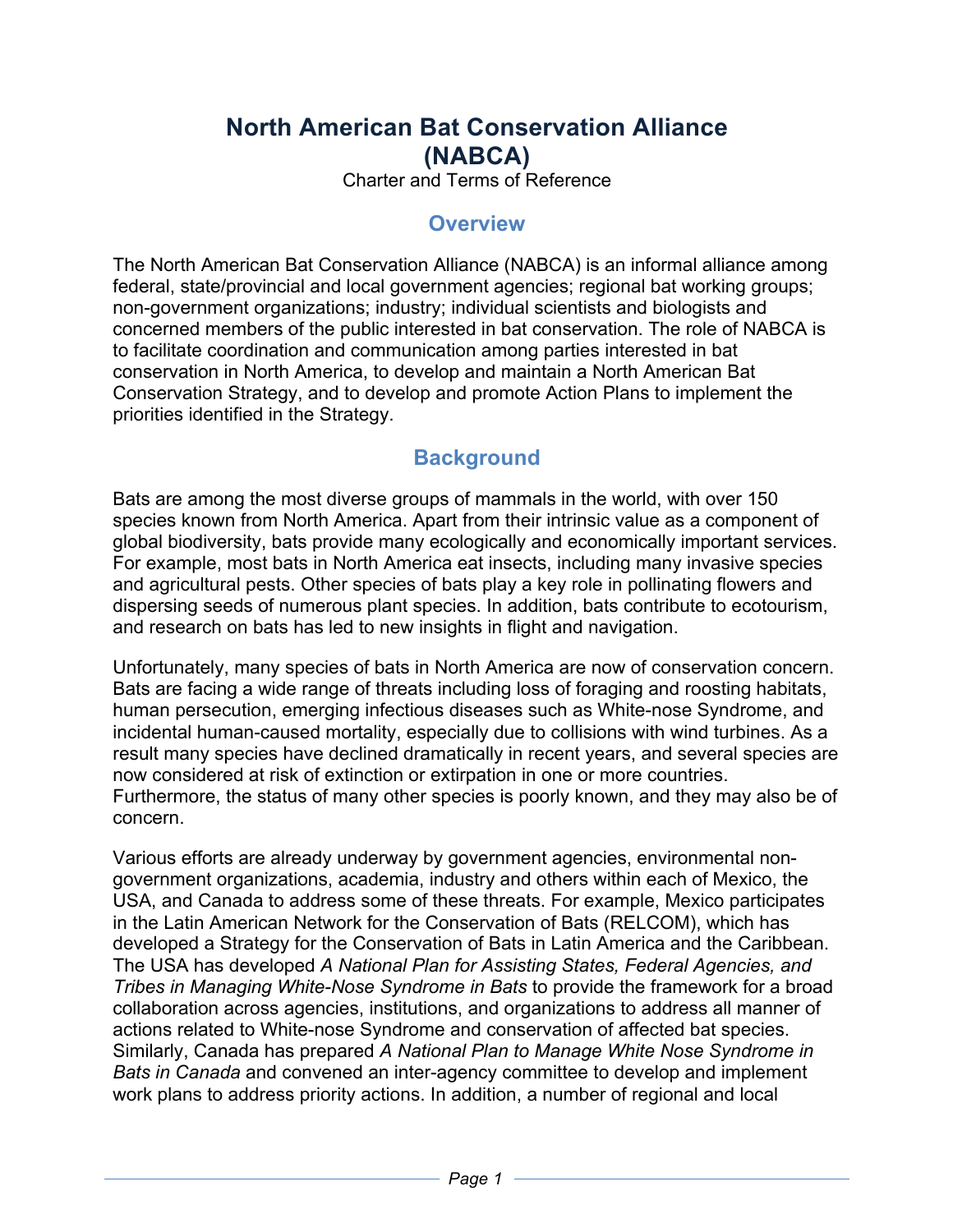# North American Bat Conservation Alliance (NABCA)

Charter and Terms of Reference

## Overview

The North American Bat Conservation Alliance (NABCA) is an informal alliance among federal, state/provincial and local government agencies; regional bat working groups; non-government organizations; industry; individual scientists and biologists and concerned members of the public interested in bat conservation. The role of NABCA is to facilitate coordination and communication among parties interested in bat conservation in North America, to develop and maintain a North American Bat Conservation Strategy, and to develop and promote Action Plans to implement the priorities identified in the Strategy.

## Background

Bats are among the most diverse groups of mammals in the world, with over 150 species known from North America. Apart from their intrinsic value as a component of global biodiversity, bats provide many ecologically and economically important services. For example, most bats in North America eat insects, including many invasive species and agricultural pests. Other species of bats play a key role in pollinating flowers and dispersing seeds of numerous plant species. In addition, bats contribute to ecotourism, and research on bats has led to new insights in flight and navigation.

Unfortunately, many species of bats in North America are now of conservation concern. Bats are facing a wide range of threats including loss of foraging and roosting habitats, human persecution, emerging infectious diseases such as White-nose Syndrome, and incidental human-caused mortality, especially due to collisions with wind turbines. As a result many species have declined dramatically in recent years, and several species are now considered at risk of extinction or extirpation in one or more countries. Furthermore, the status of many other species is poorly known, and they may also be of concern.

Various efforts are already underway by government agencies, environmental non-government organizations, academia, industry and others within each of Mexico, the USA, and Canada to address some of these threats. For example, Mexico participates in the Latin American Network for the Conservation of Bats (RELCOM), which has developed a Strategy for the Conservation of Bats in Latin America and the Caribbean. The USA has developed *A National Plan for Assisting States, Federal Agencies, and Tribes in Managing White-Nose Syndrome in Bats* to provide the framework for a broad collaboration across agencies, institutions, and organizations to address all manner of actions related to White-nose Syndrome and conservation of affected bat species. Similarly, Canada has prepared *A National Plan to Manage White Nose Syndrome in Bats in Canada* and convened an inter-agency committee to develop and implement work plans to address priority actions. In addition, a number of regional and local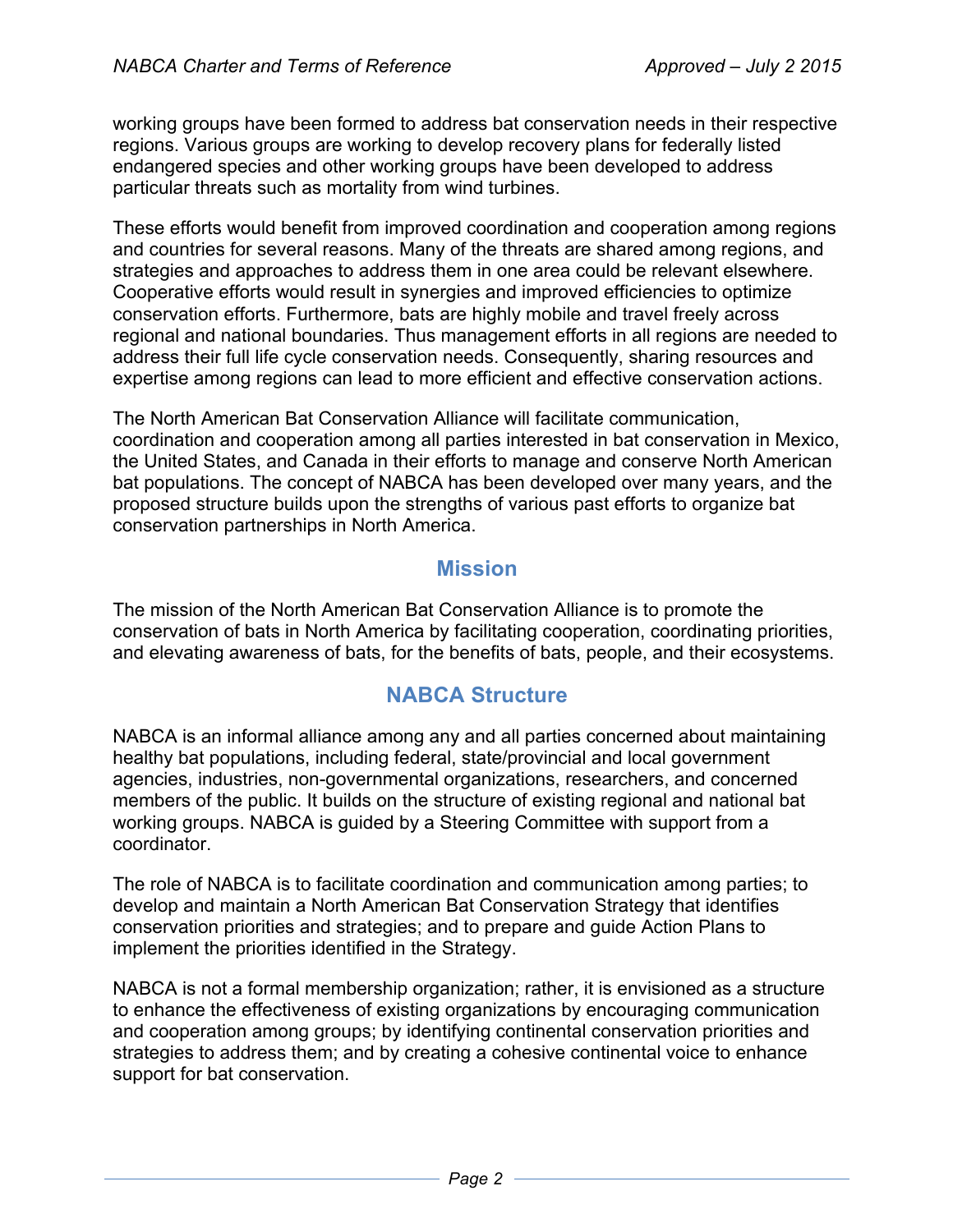working groups have been formed to address bat conservation needs in their respective regions. Various groups are working to develop recovery plans for federally listed endangered species and other working groups have been developed to address particular threats such as mortality from wind turbines.

These efforts would benefit from improved coordination and cooperation among regions and countries for several reasons. Many of the threats are shared among regions, and strategies and approaches to address them in one area could be relevant elsewhere. Cooperative efforts would result in synergies and improved efficiencies to optimize conservation efforts. Furthermore, bats are highly mobile and travel freely across regional and national boundaries. Thus management efforts in all regions are needed to address their full life cycle conservation needs. Consequently, sharing resources and expertise among regions can lead to more efficient and effective conservation actions.

The North American Bat Conservation Alliance will facilitate communication, coordination and cooperation among all parties interested in bat conservation in Mexico, the United States, and Canada in their efforts to manage and conserve North American bat populations. The concept of NABCA has been developed over many years, and the proposed structure builds upon the strengths of various past efforts to organize bat conservation partnerships in North America.

## Mission

The mission of the North American Bat Conservation Alliance is to promote the conservation of bats in North America by facilitating cooperation, coordinating priorities, and elevating awareness of bats, for the benefits of bats, people, and their ecosystems.

## NABCA Structure

NABCA is an informal alliance among any and all parties concerned about maintaining healthy bat populations, including federal, state/provincial and local government agencies, industries, non-governmental organizations, researchers, and concerned members of the public. It builds on the structure of existing regional and national bat working groups. NABCA is guided by a Steering Committee with support from a coordinator.

The role of NABCA is to facilitate coordination and communication among parties; to develop and maintain a North American Bat Conservation Strategy that identifies conservation priorities and strategies; and to prepare and guide Action Plans to implement the priorities identified in the Strategy.

NABCA is not a formal membership organization; rather, it is envisioned as a structure to enhance the effectiveness of existing organizations by encouraging communication and cooperation among groups; by identifying continental conservation priorities and strategies to address them; and by creating a cohesive continental voice to enhance support for bat conservation.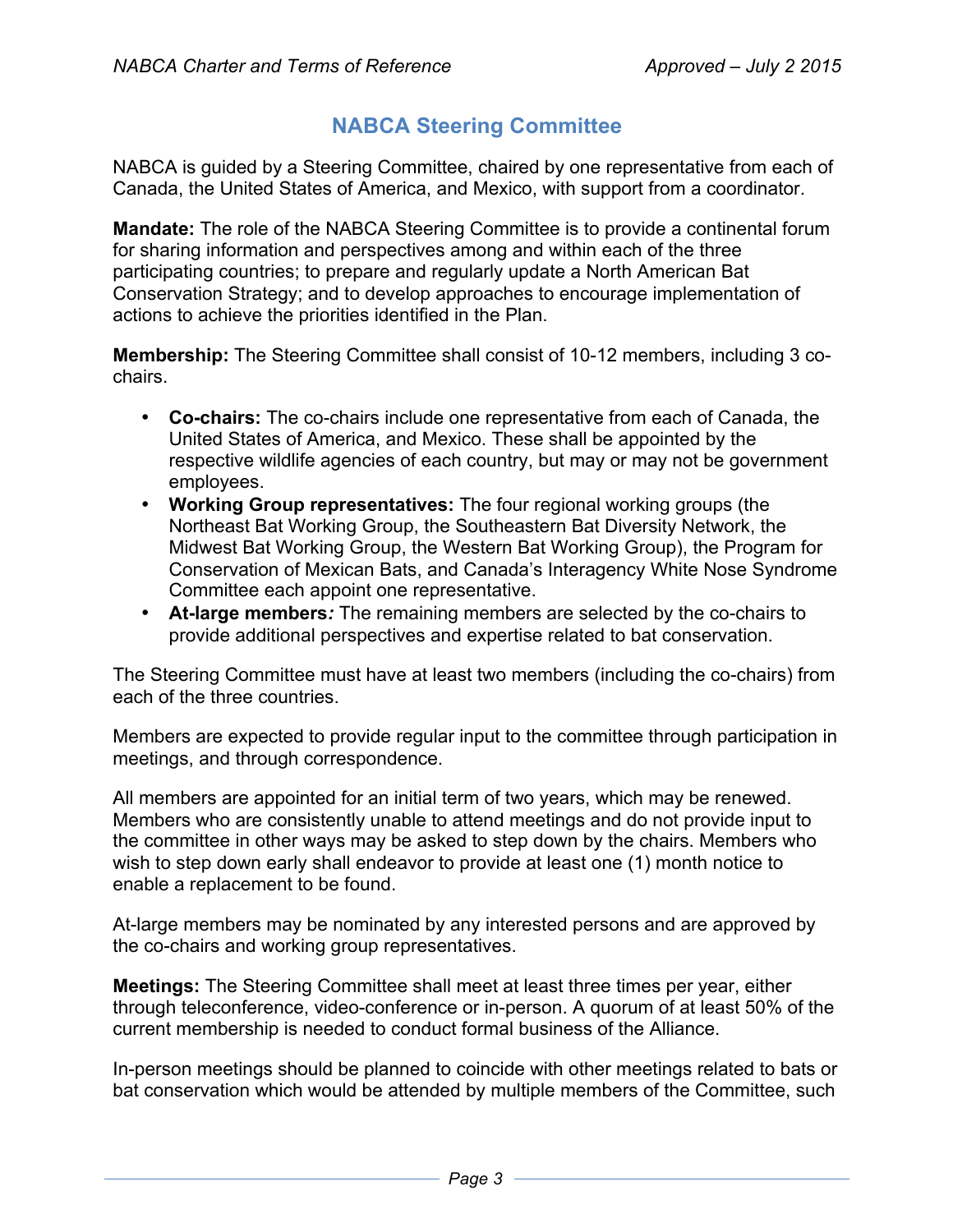## NABCA Steering Committee

NABCA is guided by a Steering Committee, chaired by one representative from each of Canada, the United States of America, and Mexico, with support from a coordinator.

**Mandate:** The role of the NABCA Steering Committee is to provide a continental forum for sharing information and perspectives among and within each of the three participating countries; to prepare and regularly update a North American Bat Conservation Strategy; and to develop approaches to encourage implementation of actions to achieve the priorities identified in the Plan.

**Membership:** The Steering Committee shall consist of 10-12 members, including 3 co-chairs.

- **Co-chairs:** The co-chairs include one representative from each of Canada, the United States of America, and Mexico. These shall be appointed by the respective wildlife agencies of each country, but may or may not be government employees.
- **Working Group representatives:** The four regional working groups (the Northeast Bat Working Group, the Southeastern Bat Diversity Network, the Midwest Bat Working Group, the Western Bat Working Group), the Program for Conservation of Mexican Bats, and Canada's Interagency White Nose Syndrome Committee each appoint one representative.
- **At-large members***:* The remaining members are selected by the co-chairs to provide additional perspectives and expertise related to bat conservation.

The Steering Committee must have at least two members (including the co-chairs) from each of the three countries.

Members are expected to provide regular input to the committee through participation in meetings, and through correspondence.

All members are appointed for an initial term of two years, which may be renewed. Members who are consistently unable to attend meetings and do not provide input to the committee in other ways may be asked to step down by the chairs. Members who wish to step down early shall endeavor to provide at least one (1) month notice to enable a replacement to be found.

At-large members may be nominated by any interested persons and are approved by the co-chairs and working group representatives.

**Meetings:** The Steering Committee shall meet at least three times per year, either through teleconference, video-conference or in-person. A quorum of at least 50% of the current membership is needed to conduct formal business of the Alliance.

In-person meetings should be planned to coincide with other meetings related to bats or bat conservation which would be attended by multiple members of the Committee, such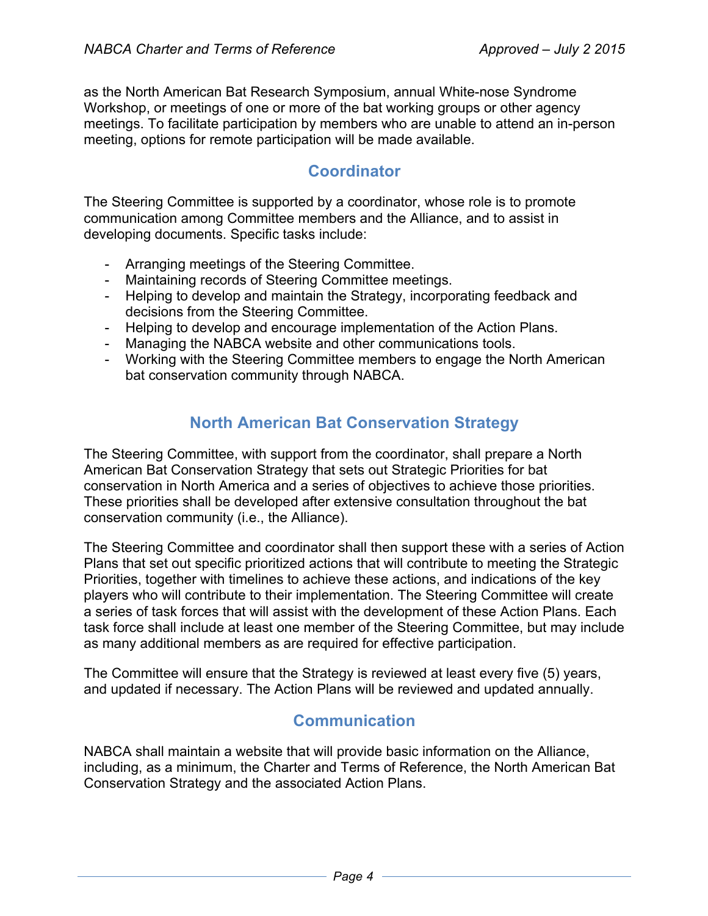as the North American Bat Research Symposium, annual White-nose Syndrome Workshop, or meetings of one or more of the bat working groups or other agency meetings. To facilitate participation by members who are unable to attend an in-person meeting, options for remote participation will be made available.

## Coordinator

The Steering Committee is supported by a coordinator, whose role is to promote communication among Committee members and the Alliance, and to assist in developing documents. Specific tasks include:

- Arranging meetings of the Steering Committee.
- Maintaining records of Steering Committee meetings.
- Helping to develop and maintain the Strategy, incorporating feedback and decisions from the Steering Committee.
- Helping to develop and encourage implementation of the Action Plans.
- Managing the NABCA website and other communications tools.
- Working with the Steering Committee members to engage the North American bat conservation community through NABCA.

## North American Bat Conservation Strategy

The Steering Committee, with support from the coordinator, shall prepare a North American Bat Conservation Strategy that sets out Strategic Priorities for bat conservation in North America and a series of objectives to achieve those priorities. These priorities shall be developed after extensive consultation throughout the bat conservation community (i.e., the Alliance).

The Steering Committee and coordinator shall then support these with a series of Action Plans that set out specific prioritized actions that will contribute to meeting the Strategic Priorities, together with timelines to achieve these actions, and indications of the key players who will contribute to their implementation. The Steering Committee will create a series of task forces that will assist with the development of these Action Plans. Each task force shall include at least one member of the Steering Committee, but may include as many additional members as are required for effective participation.

The Committee will ensure that the Strategy is reviewed at least every five (5) years, and updated if necessary. The Action Plans will be reviewed and updated annually.

## Communication

NABCA shall maintain a website that will provide basic information on the Alliance, including, as a minimum, the Charter and Terms of Reference, the North American Bat Conservation Strategy and the associated Action Plans.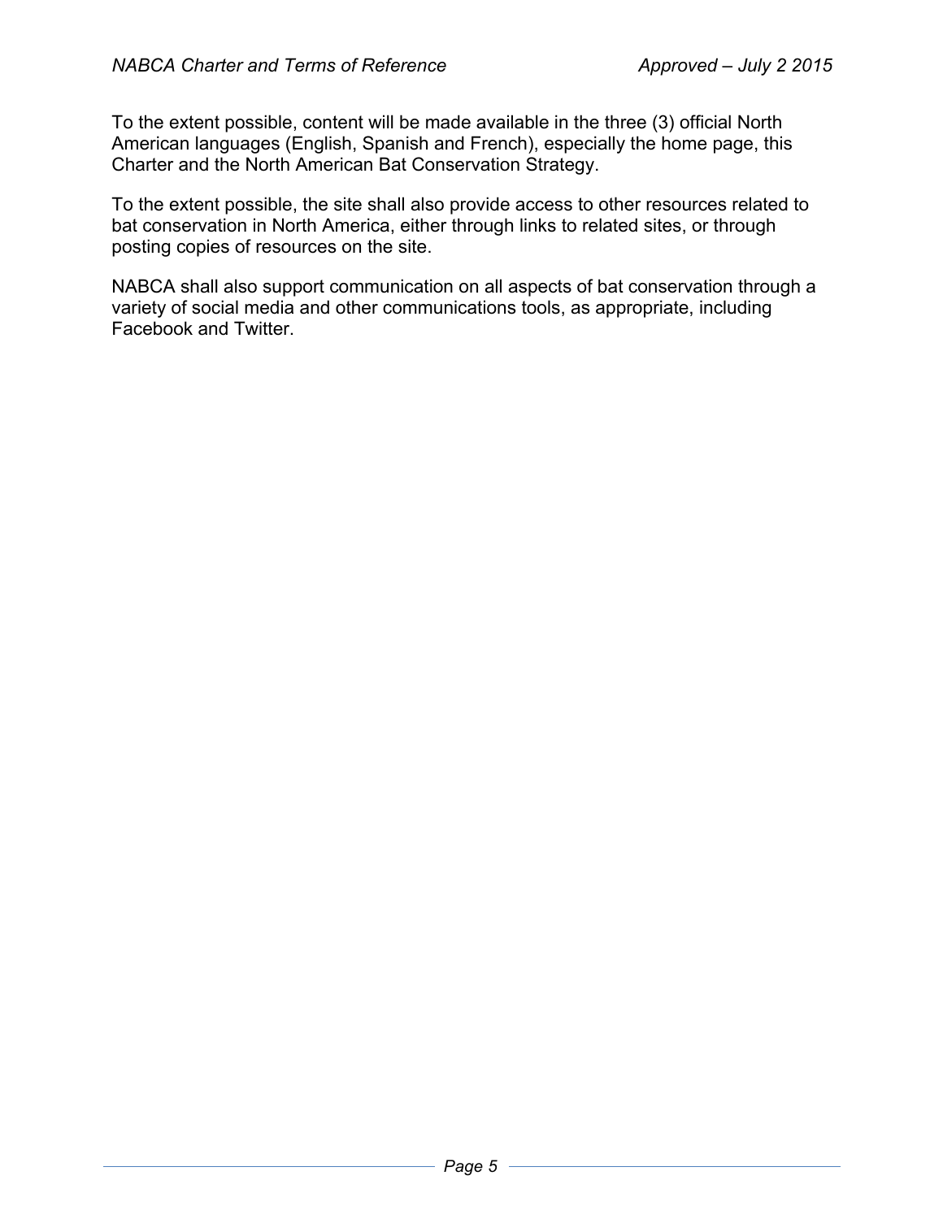To the extent possible, content will be made available in the three (3) official North American languages (English, Spanish and French), especially the home page, this Charter and the North American Bat Conservation Strategy.

To the extent possible, the site shall also provide access to other resources related to bat conservation in North America, either through links to related sites, or through posting copies of resources on the site.

NABCA shall also support communication on all aspects of bat conservation through a variety of social media and other communications tools, as appropriate, including Facebook and Twitter.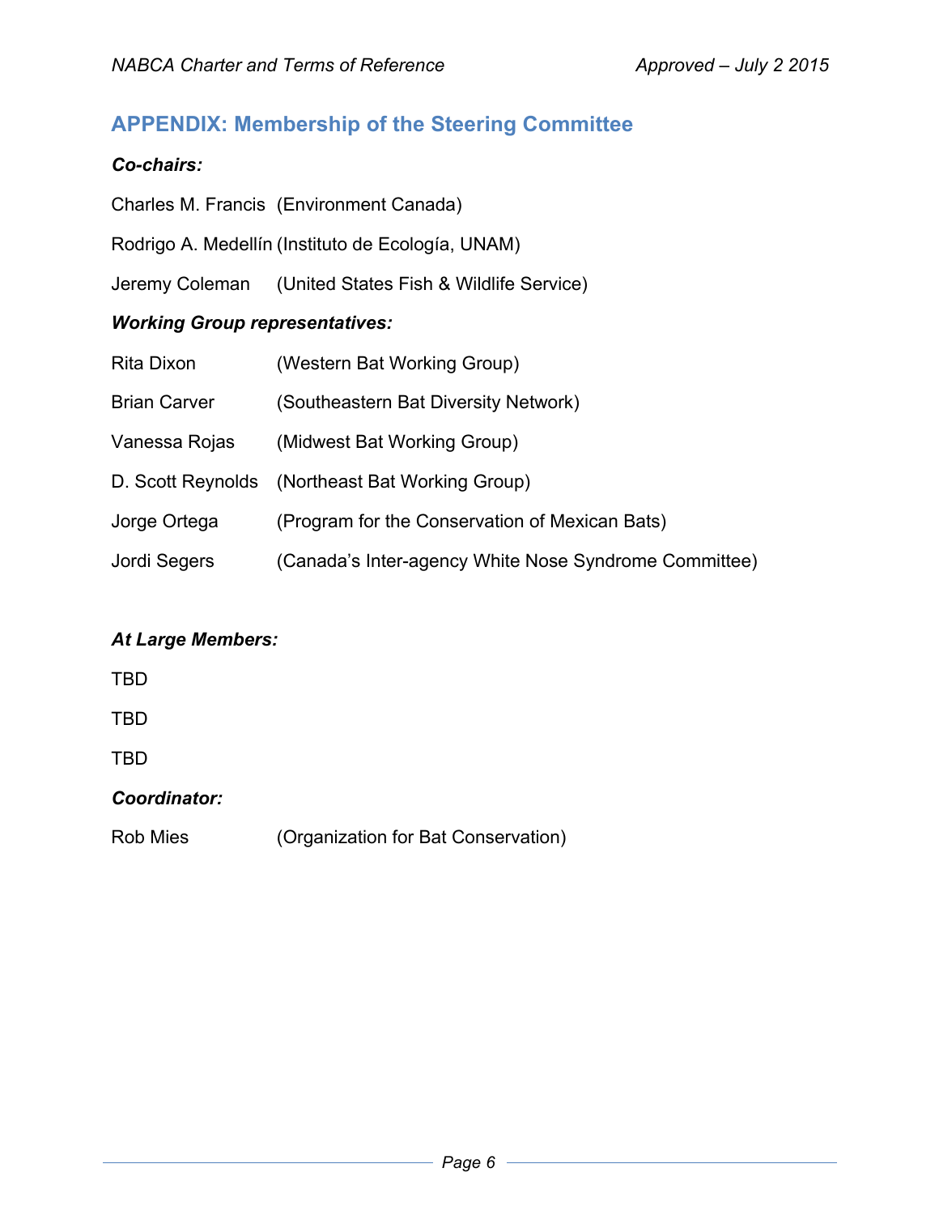## APPENDIX: Membership of the Steering Committee

***Co-chairs:***

Charles M. Francis (Environment Canada)

Rodrigo A. Medellín (Instituto de Ecología, UNAM)

Jeremy Coleman (United States Fish & Wildlife Service)

***Working Group representatives:***

Rita Dixon (Western Bat Working Group)

Brian Carver (Southeastern Bat Diversity Network)

Vanessa Rojas (Midwest Bat Working Group)

D. Scott Reynolds (Northeast Bat Working Group)

Jorge Ortega (Program for the Conservation of Mexican Bats)

Jordi Segers (Canada's Inter-agency White Nose Syndrome Committee)

***At Large Members:***

TBD

TBD

TBD

***Coordinator:***

Rob Mies (Organization for Bat Conservation)